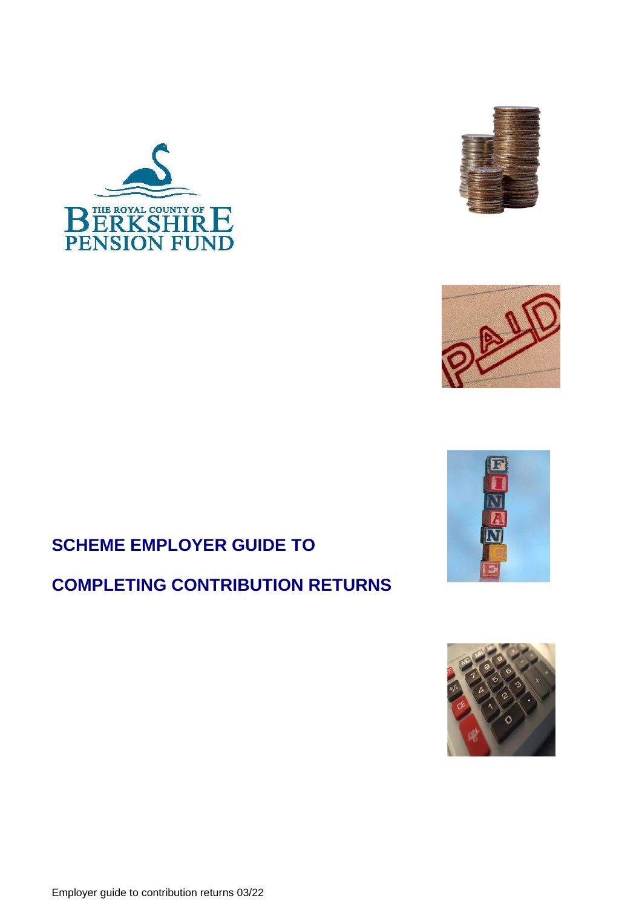THE ROYAL COUNTY OF BERKSHIRE PENSION FUND

# SCHEME EMPLOYER GUIDE TO COMPLETING CONTRIBUTION RETURNS

Employer guide to contribution returns 03/22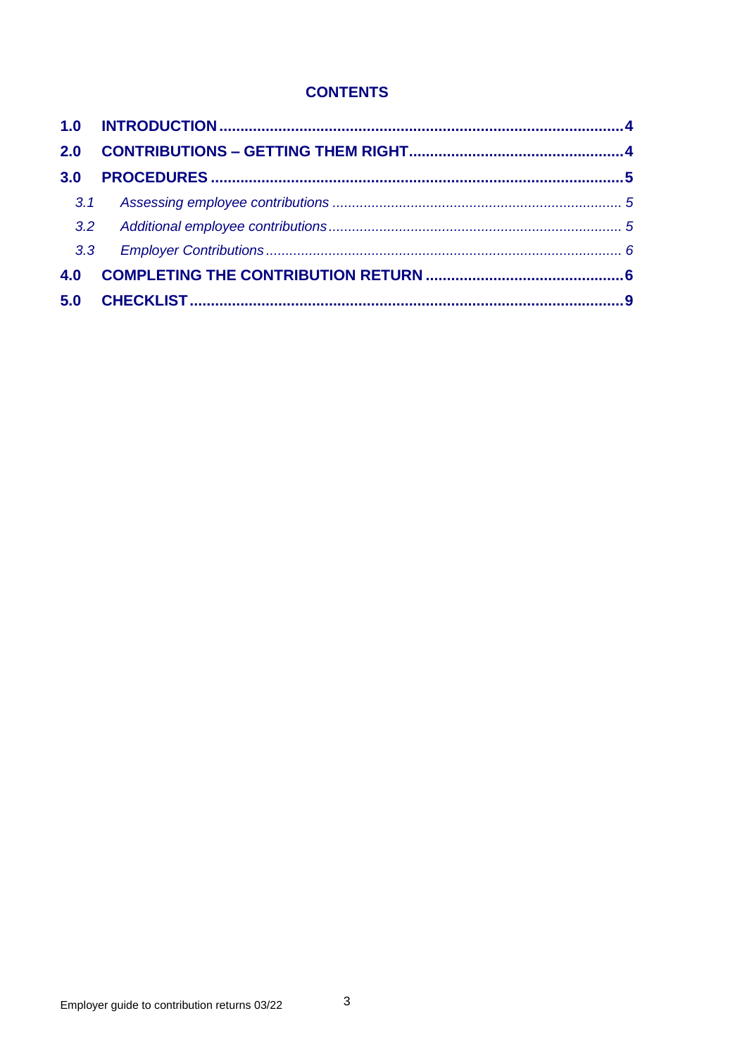## CONTENTS

**1.0 INTRODUCTION** .......... **4**

**2.0 CONTRIBUTIONS – GETTING THEM RIGHT** .......... **4**

**3.0 PROCEDURES** .......... **5**

- *3.1 Assessing employee contributions* .......... *5*
- *3.2 Additional employee contributions* .......... *5*
- *3.3 Employer Contributions* .......... *6*

**4.0 COMPLETING THE CONTRIBUTION RETURN** .......... **6**

**5.0 CHECKLIST** .......... **9**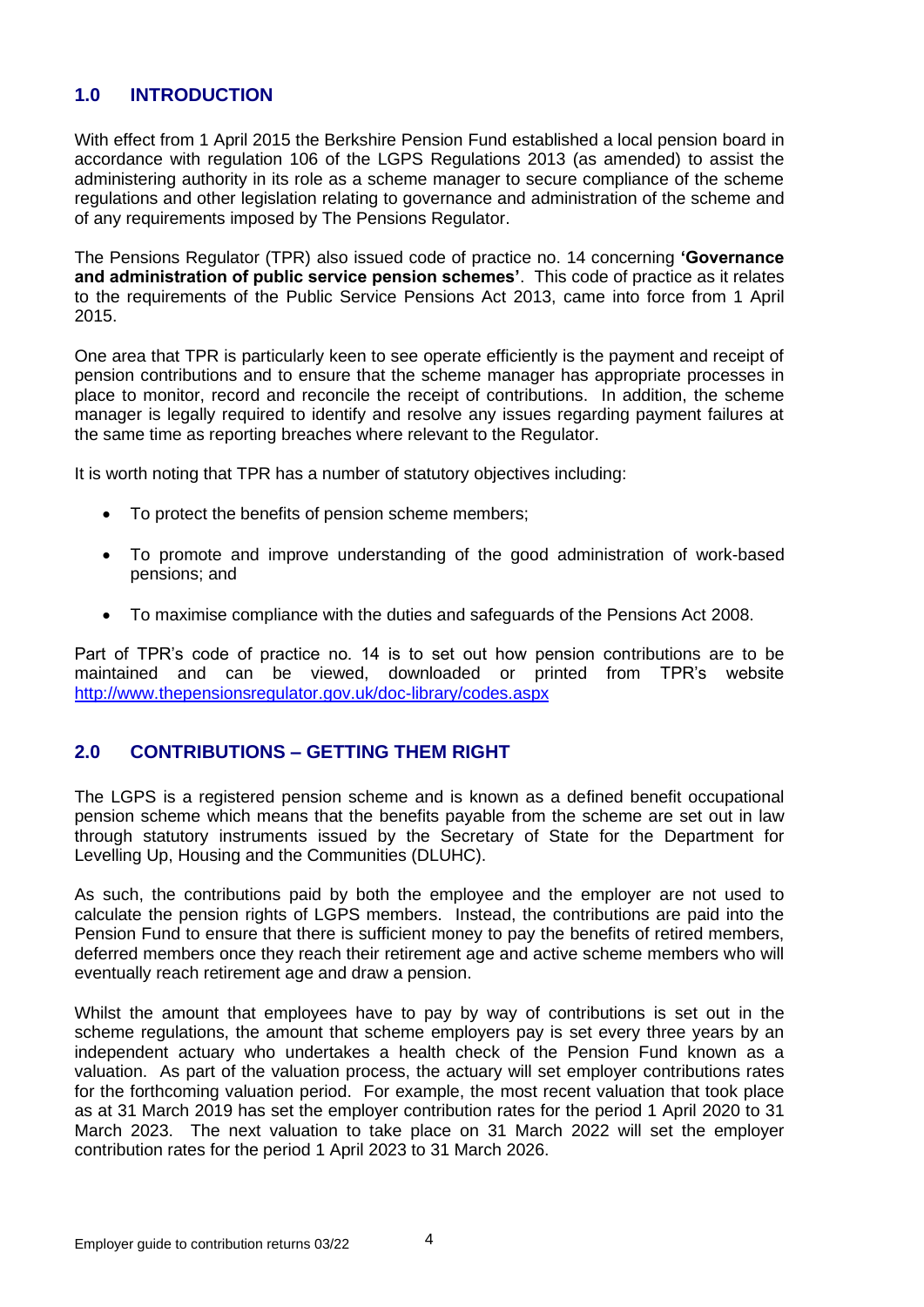## 1.0 INTRODUCTION

With effect from 1 April 2015 the Berkshire Pension Fund established a local pension board in accordance with regulation 106 of the LGPS Regulations 2013 (as amended) to assist the administering authority in its role as a scheme manager to secure compliance of the scheme regulations and other legislation relating to governance and administration of the scheme and of any requirements imposed by The Pensions Regulator.

The Pensions Regulator (TPR) also issued code of practice no. 14 concerning **'Governance and administration of public service pension schemes'**. This code of practice as it relates to the requirements of the Public Service Pensions Act 2013, came into force from 1 April 2015.

One area that TPR is particularly keen to see operate efficiently is the payment and receipt of pension contributions and to ensure that the scheme manager has appropriate processes in place to monitor, record and reconcile the receipt of contributions. In addition, the scheme manager is legally required to identify and resolve any issues regarding payment failures at the same time as reporting breaches where relevant to the Regulator.

It is worth noting that TPR has a number of statutory objectives including:

- To protect the benefits of pension scheme members;
- To promote and improve understanding of the good administration of work-based pensions; and
- To maximise compliance with the duties and safeguards of the Pensions Act 2008.

Part of TPR's code of practice no. 14 is to set out how pension contributions are to be maintained and can be viewed, downloaded or printed from TPR's website [http://www.thepensionsregulator.gov.uk/doc-library/codes.aspx](http://www.thepensionsregulator.gov.uk/doc-library/codes.aspx)

## 2.0 CONTRIBUTIONS – GETTING THEM RIGHT

The LGPS is a registered pension scheme and is known as a defined benefit occupational pension scheme which means that the benefits payable from the scheme are set out in law through statutory instruments issued by the Secretary of State for the Department for Levelling Up, Housing and the Communities (DLUHC).

As such, the contributions paid by both the employee and the employer are not used to calculate the pension rights of LGPS members. Instead, the contributions are paid into the Pension Fund to ensure that there is sufficient money to pay the benefits of retired members, deferred members once they reach their retirement age and active scheme members who will eventually reach retirement age and draw a pension.

Whilst the amount that employees have to pay by way of contributions is set out in the scheme regulations, the amount that scheme employers pay is set every three years by an independent actuary who undertakes a health check of the Pension Fund known as a valuation. As part of the valuation process, the actuary will set employer contributions rates for the forthcoming valuation period. For example, the most recent valuation that took place as at 31 March 2019 has set the employer contribution rates for the period 1 April 2020 to 31 March 2023. The next valuation to take place on 31 March 2022 will set the employer contribution rates for the period 1 April 2023 to 31 March 2026.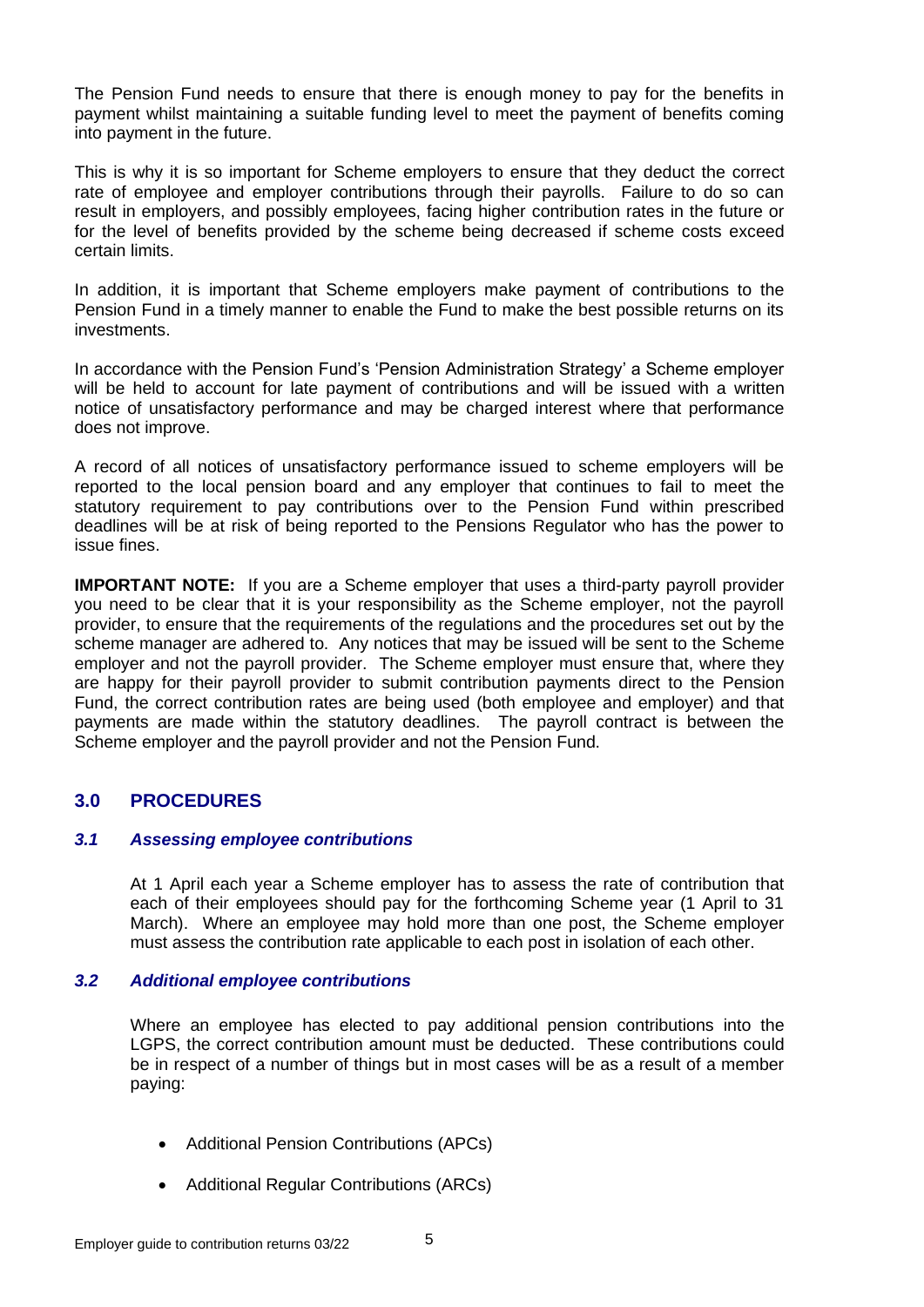The Pension Fund needs to ensure that there is enough money to pay for the benefits in payment whilst maintaining a suitable funding level to meet the payment of benefits coming into payment in the future.

This is why it is so important for Scheme employers to ensure that they deduct the correct rate of employee and employer contributions through their payrolls. Failure to do so can result in employers, and possibly employees, facing higher contribution rates in the future or for the level of benefits provided by the scheme being decreased if scheme costs exceed certain limits.

In addition, it is important that Scheme employers make payment of contributions to the Pension Fund in a timely manner to enable the Fund to make the best possible returns on its investments.

In accordance with the Pension Fund's 'Pension Administration Strategy' a Scheme employer will be held to account for late payment of contributions and will be issued with a written notice of unsatisfactory performance and may be charged interest where that performance does not improve.

A record of all notices of unsatisfactory performance issued to scheme employers will be reported to the local pension board and any employer that continues to fail to meet the statutory requirement to pay contributions over to the Pension Fund within prescribed deadlines will be at risk of being reported to the Pensions Regulator who has the power to issue fines.

**IMPORTANT NOTE:** If you are a Scheme employer that uses a third-party payroll provider you need to be clear that it is your responsibility as the Scheme employer, not the payroll provider, to ensure that the requirements of the regulations and the procedures set out by the scheme manager are adhered to. Any notices that may be issued will be sent to the Scheme employer and not the payroll provider. The Scheme employer must ensure that, where they are happy for their payroll provider to submit contribution payments direct to the Pension Fund, the correct contribution rates are being used (both employee and employer) and that payments are made within the statutory deadlines. The payroll contract is between the Scheme employer and the payroll provider and not the Pension Fund.

## 3.0 PROCEDURES

### *3.1 Assessing employee contributions*

At 1 April each year a Scheme employer has to assess the rate of contribution that each of their employees should pay for the forthcoming Scheme year (1 April to 31 March). Where an employee may hold more than one post, the Scheme employer must assess the contribution rate applicable to each post in isolation of each other.

### *3.2 Additional employee contributions*

Where an employee has elected to pay additional pension contributions into the LGPS, the correct contribution amount must be deducted. These contributions could be in respect of a number of things but in most cases will be as a result of a member paying:

- Additional Pension Contributions (APCs)
- Additional Regular Contributions (ARCs)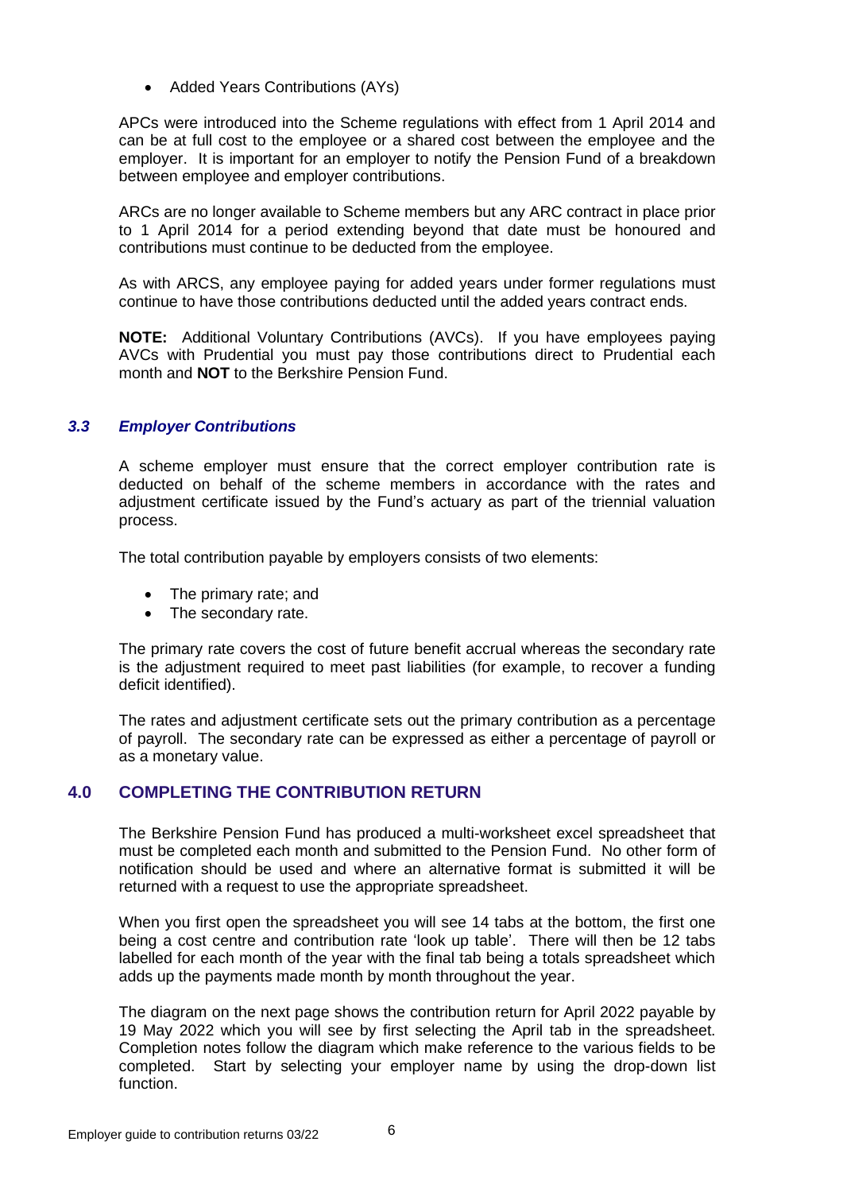- Added Years Contributions (AYs)

APCs were introduced into the Scheme regulations with effect from 1 April 2014 and can be at full cost to the employee or a shared cost between the employee and the employer. It is important for an employer to notify the Pension Fund of a breakdown between employee and employer contributions.

ARCs are no longer available to Scheme members but any ARC contract in place prior to 1 April 2014 for a period extending beyond that date must be honoured and contributions must continue to be deducted from the employee.

As with ARCS, any employee paying for added years under former regulations must continue to have those contributions deducted until the added years contract ends.

**NOTE:** Additional Voluntary Contributions (AVCs). If you have employees paying AVCs with Prudential you must pay those contributions direct to Prudential each month and **NOT** to the Berkshire Pension Fund.

### *3.3 Employer Contributions*

A scheme employer must ensure that the correct employer contribution rate is deducted on behalf of the scheme members in accordance with the rates and adjustment certificate issued by the Fund's actuary as part of the triennial valuation process.

The total contribution payable by employers consists of two elements:

- The primary rate; and
- The secondary rate.

The primary rate covers the cost of future benefit accrual whereas the secondary rate is the adjustment required to meet past liabilities (for example, to recover a funding deficit identified).

The rates and adjustment certificate sets out the primary contribution as a percentage of payroll. The secondary rate can be expressed as either a percentage of payroll or as a monetary value.

## 4.0 COMPLETING THE CONTRIBUTION RETURN

The Berkshire Pension Fund has produced a multi-worksheet excel spreadsheet that must be completed each month and submitted to the Pension Fund. No other form of notification should be used and where an alternative format is submitted it will be returned with a request to use the appropriate spreadsheet.

When you first open the spreadsheet you will see 14 tabs at the bottom, the first one being a cost centre and contribution rate 'look up table'. There will then be 12 tabs labelled for each month of the year with the final tab being a totals spreadsheet which adds up the payments made month by month throughout the year.

The diagram on the next page shows the contribution return for April 2022 payable by 19 May 2022 which you will see by first selecting the April tab in the spreadsheet. Completion notes follow the diagram which make reference to the various fields to be completed. Start by selecting your employer name by using the drop-down list function.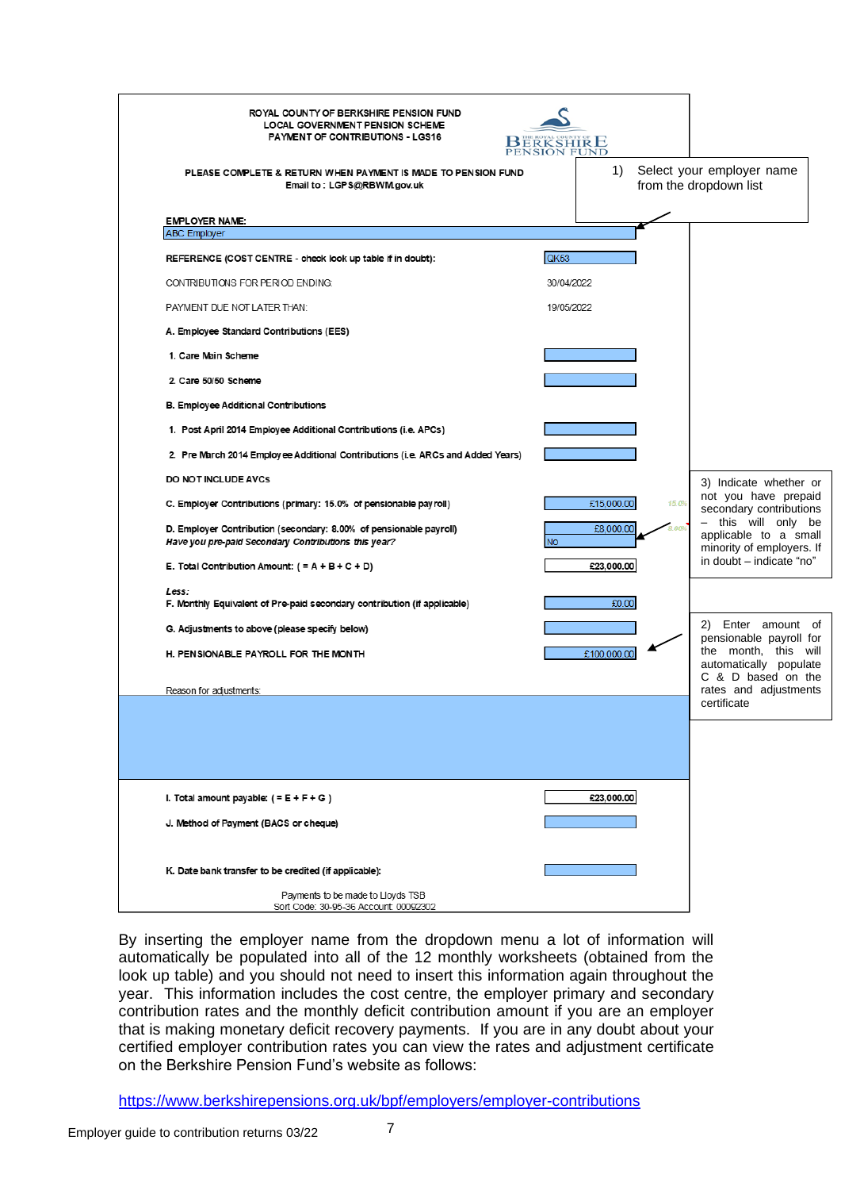ROYAL COUNTY OF BERKSHIRE PENSION FUND
LOCAL GOVERNMENT PENSION SCHEME
PAYMENT OF CONTRIBUTIONS - LGS16

PLEASE COMPLETE & RETURN WHEN PAYMENT IS MADE TO PENSION FUND
Email to : LGPS@RBWM.gov.uk

> 1) Select your employer name from the dropdown list

| | |
|---|---|
| **EMPLOYER NAME:** | ABC Employer |
| **REFERENCE (COST CENTRE** - check look up table if in doubt): | QK53 |
| CONTRIBUTIONS FOR PERIOD ENDING: | 30/04/2022 |
| PAYMENT DUE NOT LATER THAN: | 19/05/2022 |
| **A. Employee Standard Contributions (EES)** | |
| 1. Care Main Scheme | |
| 2. Care 50/50 Scheme | |
| **B. Employee Additional Contributions** | |
| 1. Post April 2014 Employee Additional Contributions (i.e. APCs) | |
| 2. Pre March 2014 Employee Additional Contributions (i.e. ARCs and Added Years) | |
| **DO NOT INCLUDE AVCs** | |
| C. Employer Contributions (primary: 15.0% of pensionable payroll) | £15,000.00 (15.0%) |
| D. Employer Contribution (secondary: 8.00% of pensionable payroll) | £8,000.00 (8.00%) |
| *Have you pre-paid Secondary Contributions this year?* | No |
| E. Total Contribution Amount: ( = A + B + C + D) | **£23,000.00** |
| *Less:* | |
| F. Monthly Equivalent of Pre-paid secondary contribution (if applicable) | £0.00 |
| G. Adjustments to above (please specify below) | |
| H. PENSIONABLE PAYROLL FOR THE MONTH | £100,000.00 |
| Reason for adjustments: | |
| I. Total amount payable: ( = E + F + G ) | **£23,000.00** |
| J. Method of Payment (BACS or cheque) | |
| K. Date bank transfer to be credited (if applicable): | |

Payments to be made to Lloyds TSB
Sort Code: 30-95-36 Account: 00092302

> 3) Indicate whether or not you have prepaid secondary contributions – this will only be applicable to a small minority of employers. If in doubt – indicate "no"

> 2) Enter amount of pensionable payroll for the month, this will automatically populate C & D based on the rates and adjustments certificate

By inserting the employer name from the dropdown menu a lot of information will automatically be populated into all of the 12 monthly worksheets (obtained from the look up table) and you should not need to insert this information again throughout the year. This information includes the cost centre, the employer primary and secondary contribution rates and the monthly deficit contribution amount if you are an employer that is making monetary deficit recovery payments. If you are in any doubt about your certified employer contribution rates you can view the rates and adjustment certificate on the Berkshire Pension Fund's website as follows:

https://www.berkshirepensions.org.uk/bpf/employers/employer-contributions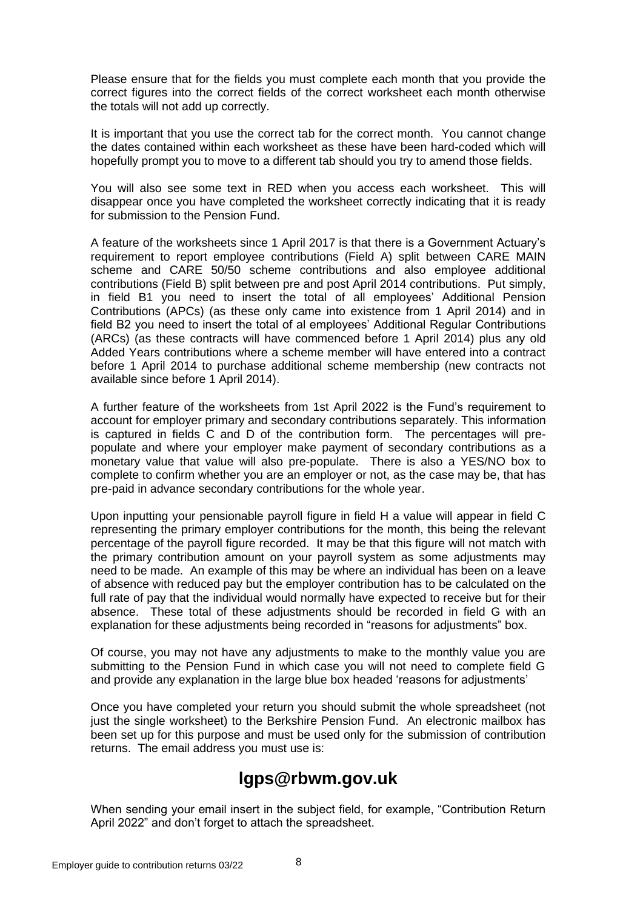Please ensure that for the fields you must complete each month that you provide the correct figures into the correct fields of the correct worksheet each month otherwise the totals will not add up correctly.

It is important that you use the correct tab for the correct month. You cannot change the dates contained within each worksheet as these have been hard-coded which will hopefully prompt you to move to a different tab should you try to amend those fields.

You will also see some text in RED when you access each worksheet. This will disappear once you have completed the worksheet correctly indicating that it is ready for submission to the Pension Fund.

A feature of the worksheets since 1 April 2017 is that there is a Government Actuary's requirement to report employee contributions (Field A) split between CARE MAIN scheme and CARE 50/50 scheme contributions and also employee additional contributions (Field B) split between pre and post April 2014 contributions. Put simply, in field B1 you need to insert the total of all employees' Additional Pension Contributions (APCs) (as these only came into existence from 1 April 2014) and in field B2 you need to insert the total of al employees' Additional Regular Contributions (ARCs) (as these contracts will have commenced before 1 April 2014) plus any old Added Years contributions where a scheme member will have entered into a contract before 1 April 2014 to purchase additional scheme membership (new contracts not available since before 1 April 2014).

A further feature of the worksheets from 1st April 2022 is the Fund's requirement to account for employer primary and secondary contributions separately. This information is captured in fields C and D of the contribution form. The percentages will pre-populate and where your employer make payment of secondary contributions as a monetary value that value will also pre-populate. There is also a YES/NO box to complete to confirm whether you are an employer or not, as the case may be, that has pre-paid in advance secondary contributions for the whole year.

Upon inputting your pensionable payroll figure in field H a value will appear in field C representing the primary employer contributions for the month, this being the relevant percentage of the payroll figure recorded. It may be that this figure will not match with the primary contribution amount on your payroll system as some adjustments may need to be made. An example of this may be where an individual has been on a leave of absence with reduced pay but the employer contribution has to be calculated on the full rate of pay that the individual would normally have expected to receive but for their absence. These total of these adjustments should be recorded in field G with an explanation for these adjustments being recorded in "reasons for adjustments" box.

Of course, you may not have any adjustments to make to the monthly value you are submitting to the Pension Fund in which case you will not need to complete field G and provide any explanation in the large blue box headed 'reasons for adjustments'

Once you have completed your return you should submit the whole spreadsheet (not just the single worksheet) to the Berkshire Pension Fund. An electronic mailbox has been set up for this purpose and must be used only for the submission of contribution returns. The email address you must use is:

## lgps@rbwm.gov.uk

When sending your email insert in the subject field, for example, "Contribution Return April 2022" and don't forget to attach the spreadsheet.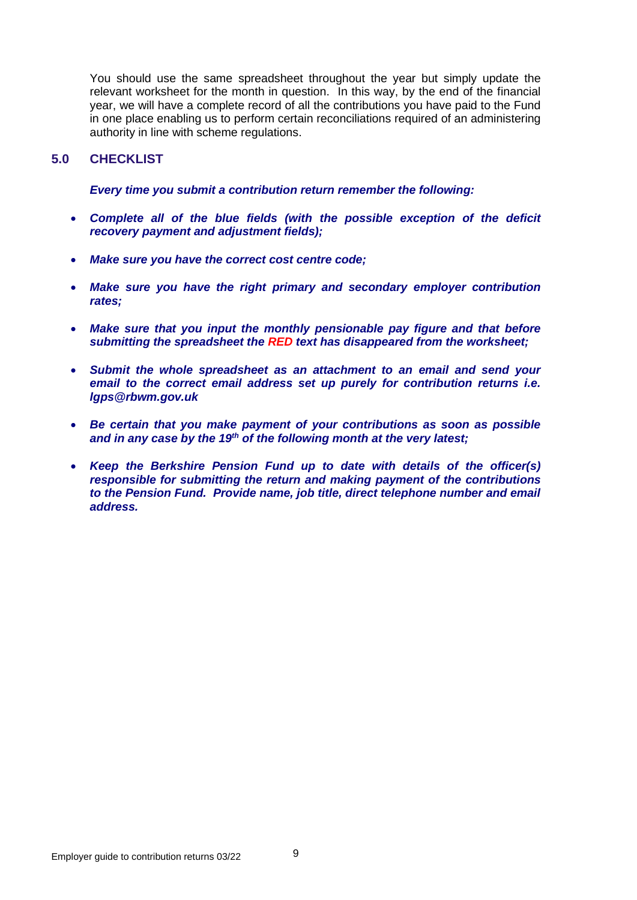You should use the same spreadsheet throughout the year but simply update the relevant worksheet for the month in question. In this way, by the end of the financial year, we will have a complete record of all the contributions you have paid to the Fund in one place enabling us to perform certain reconciliations required of an administering authority in line with scheme regulations.

## 5.0 CHECKLIST

***Every time you submit a contribution return remember the following:***

- ***Complete all of the blue fields (with the possible exception of the deficit recovery payment and adjustment fields);***
- ***Make sure you have the correct cost centre code;***
- ***Make sure you have the right primary and secondary employer contribution rates;***
- ***Make sure that you input the monthly pensionable pay figure and that before submitting the spreadsheet the RED text has disappeared from the worksheet;***
- ***Submit the whole spreadsheet as an attachment to an email and send your email to the correct email address set up purely for contribution returns i.e. lgps@rbwm.gov.uk***
- ***Be certain that you make payment of your contributions as soon as possible and in any case by the 19th of the following month at the very latest;***
- ***Keep the Berkshire Pension Fund up to date with details of the officer(s) responsible for submitting the return and making payment of the contributions to the Pension Fund. Provide name, job title, direct telephone number and email address.***

Employer guide to contribution returns 03/22